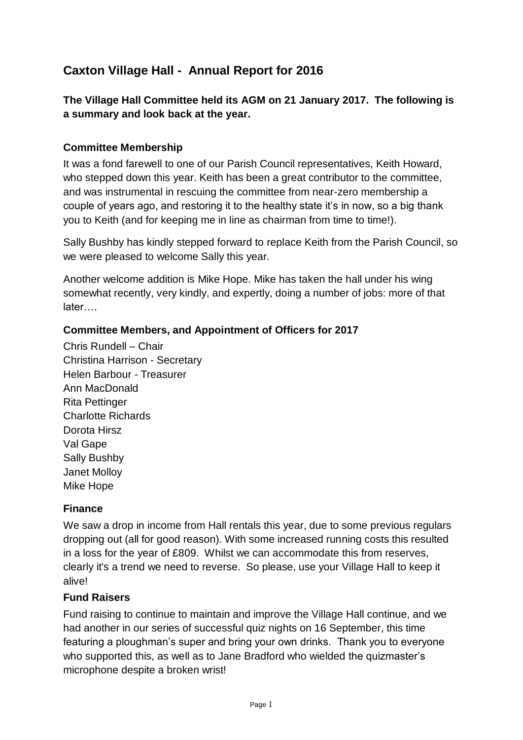# Caxton Village Hall - Annual Report for 2016

**The Village Hall Committee held its AGM on 21 January 2017. The following is a summary and look back at the year.**

### Committee Membership

It was a fond farewell to one of our Parish Council representatives, Keith Howard, who stepped down this year. Keith has been a great contributor to the committee, and was instrumental in rescuing the committee from near-zero membership a couple of years ago, and restoring it to the healthy state it's in now, so a big thank you to Keith (and for keeping me in line as chairman from time to time!).

Sally Bushby has kindly stepped forward to replace Keith from the Parish Council, so we were pleased to welcome Sally this year.

Another welcome addition is Mike Hope. Mike has taken the hall under his wing somewhat recently, very kindly, and expertly, doing a number of jobs: more of that later….

### Committee Members, and Appointment of Officers for 2017

Chris Rundell – Chair
Christina Harrison - Secretary
Helen Barbour - Treasurer
Ann MacDonald
Rita Pettinger
Charlotte Richards
Dorota Hirsz
Val Gape
Sally Bushby
Janet Molloy
Mike Hope

### Finance

We saw a drop in income from Hall rentals this year, due to some previous regulars dropping out (all for good reason). With some increased running costs this resulted in a loss for the year of £809. Whilst we can accommodate this from reserves, clearly it's a trend we need to reverse. So please, use your Village Hall to keep it alive!

### Fund Raisers

Fund raising to continue to maintain and improve the Village Hall continue, and we had another in our series of successful quiz nights on 16 September, this time featuring a ploughman's super and bring your own drinks. Thank you to everyone who supported this, as well as to Jane Bradford who wielded the quizmaster's microphone despite a broken wrist!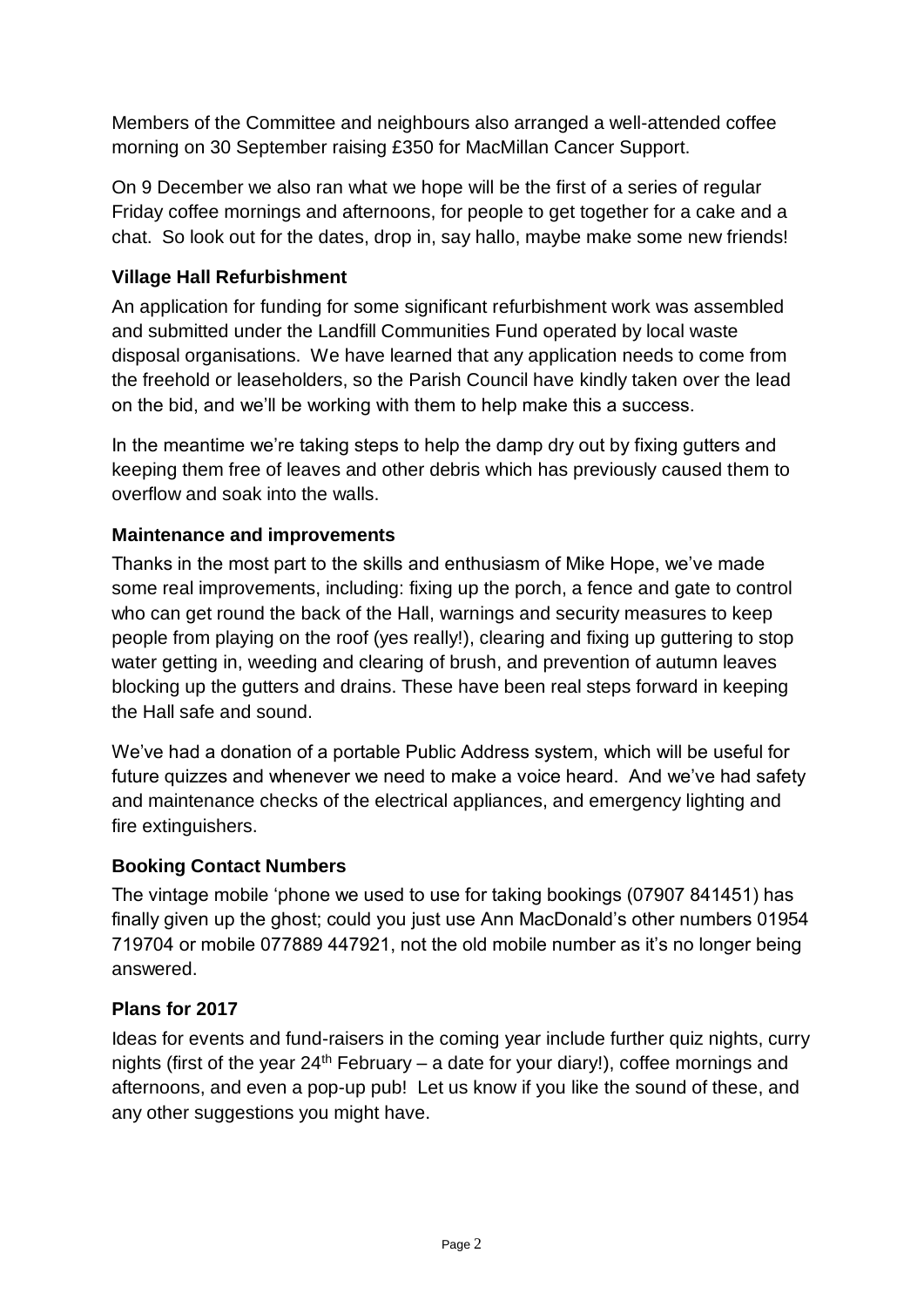Members of the Committee and neighbours also arranged a well-attended coffee morning on 30 September raising £350 for MacMillan Cancer Support.

On 9 December we also ran what we hope will be the first of a series of regular Friday coffee mornings and afternoons, for people to get together for a cake and a chat. So look out for the dates, drop in, say hallo, maybe make some new friends!

**Village Hall Refurbishment**

An application for funding for some significant refurbishment work was assembled and submitted under the Landfill Communities Fund operated by local waste disposal organisations. We have learned that any application needs to come from the freehold or leaseholders, so the Parish Council have kindly taken over the lead on the bid, and we'll be working with them to help make this a success.

In the meantime we're taking steps to help the damp dry out by fixing gutters and keeping them free of leaves and other debris which has previously caused them to overflow and soak into the walls.

**Maintenance and improvements**

Thanks in the most part to the skills and enthusiasm of Mike Hope, we've made some real improvements, including: fixing up the porch, a fence and gate to control who can get round the back of the Hall, warnings and security measures to keep people from playing on the roof (yes really!), clearing and fixing up guttering to stop water getting in, weeding and clearing of brush, and prevention of autumn leaves blocking up the gutters and drains. These have been real steps forward in keeping the Hall safe and sound.

We've had a donation of a portable Public Address system, which will be useful for future quizzes and whenever we need to make a voice heard. And we've had safety and maintenance checks of the electrical appliances, and emergency lighting and fire extinguishers.

**Booking Contact Numbers**

The vintage mobile 'phone we used to use for taking bookings (07907 841451) has finally given up the ghost; could you just use Ann MacDonald's other numbers 01954 719704 or mobile 077889 447921, not the old mobile number as it's no longer being answered.

**Plans for 2017**

Ideas for events and fund-raisers in the coming year include further quiz nights, curry nights (first of the year 24th February – a date for your diary!), coffee mornings and afternoons, and even a pop-up pub! Let us know if you like the sound of these, and any other suggestions you might have.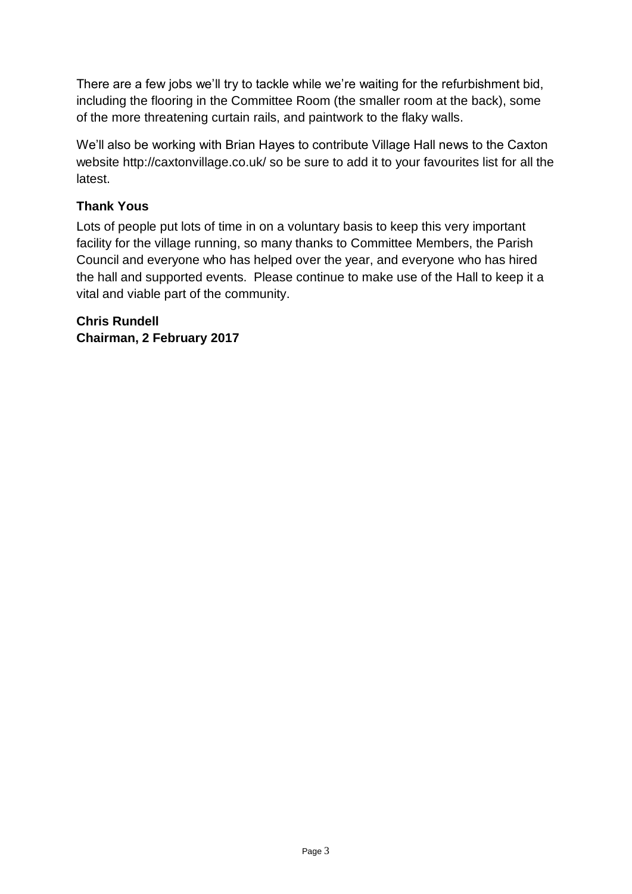There are a few jobs we'll try to tackle while we're waiting for the refurbishment bid, including the flooring in the Committee Room (the smaller room at the back), some of the more threatening curtain rails, and paintwork to the flaky walls.

We'll also be working with Brian Hayes to contribute Village Hall news to the Caxton website http://caxtonvillage.co.uk/ so be sure to add it to your favourites list for all the latest.

**Thank Yous**

Lots of people put lots of time in on a voluntary basis to keep this very important facility for the village running, so many thanks to Committee Members, the Parish Council and everyone who has helped over the year, and everyone who has hired the hall and supported events. Please continue to make use of the Hall to keep it a vital and viable part of the community.

**Chris Rundell**
**Chairman, 2 February 2017**